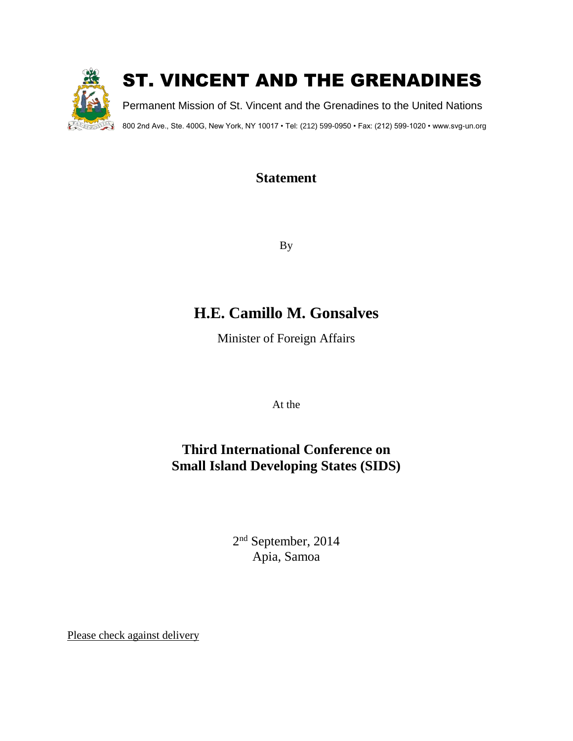# ST. VINCENT AND THE GRENADINES

Permanent Mission of St. Vincent and the Grenadines to the United Nations

800 2nd Ave., Ste. 400G, New York, NY 10017 • Tel: (212) 599-0950 • Fax: (212) 599-1020 • www.svg-un.org

## Statement

By

## H.E. Camillo M. Gonsalves

Minister of Foreign Affairs

At the

## Third International Conference on Small Island Developing States (SIDS)

2nd September, 2014
Apia, Samoa

Please check against delivery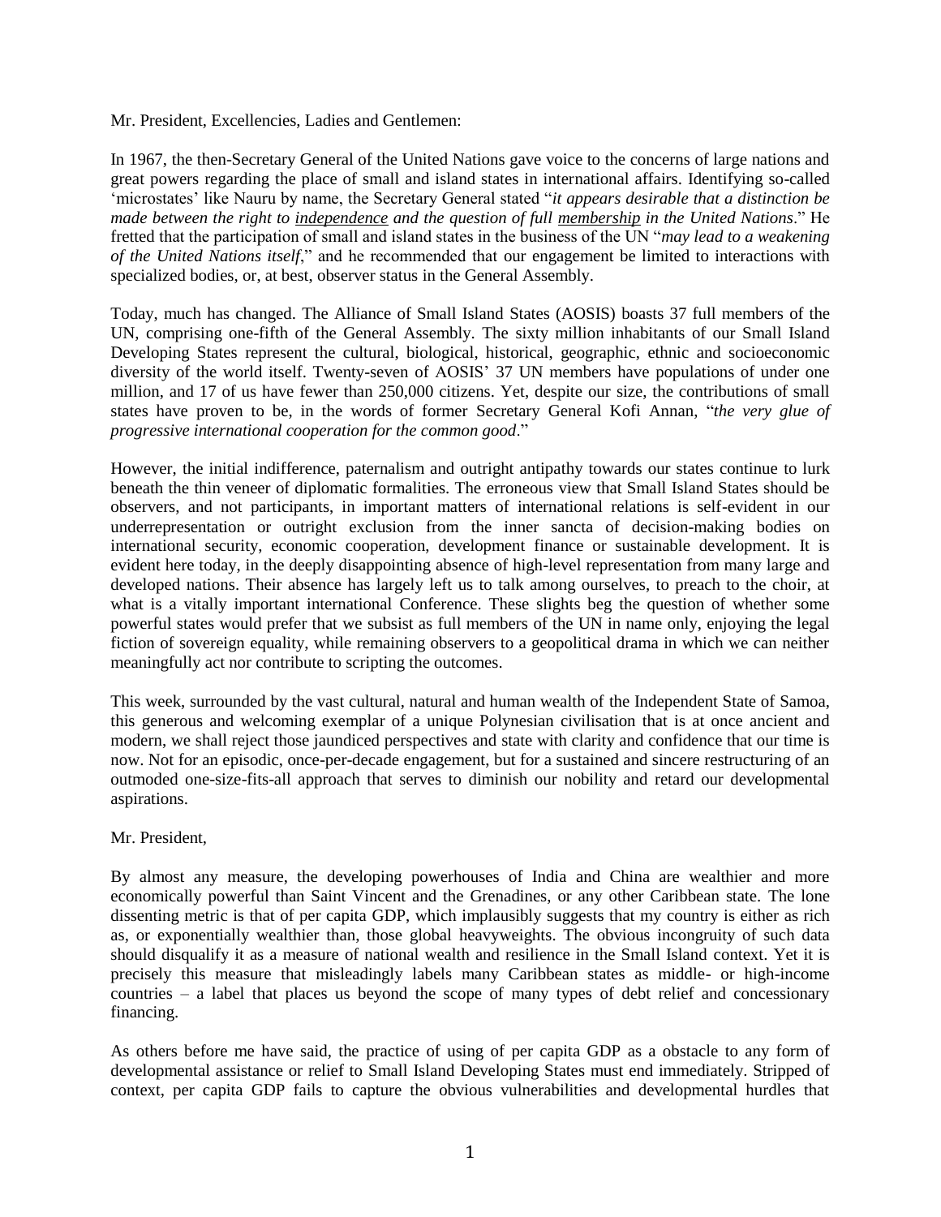Mr. President, Excellencies, Ladies and Gentlemen:

In 1967, the then-Secretary General of the United Nations gave voice to the concerns of large nations and great powers regarding the place of small and island states in international affairs. Identifying so-called 'microstates' like Nauru by name, the Secretary General stated "*it appears desirable that a distinction be made between the right to <u>independence</u> and the question of full <u>membership</u> in the United Nations*." He fretted that the participation of small and island states in the business of the UN "*may lead to a weakening of the United Nations itself*," and he recommended that our engagement be limited to interactions with specialized bodies, or, at best, observer status in the General Assembly.

Today, much has changed. The Alliance of Small Island States (AOSIS) boasts 37 full members of the UN, comprising one-fifth of the General Assembly. The sixty million inhabitants of our Small Island Developing States represent the cultural, biological, historical, geographic, ethnic and socioeconomic diversity of the world itself. Twenty-seven of AOSIS' 37 UN members have populations of under one million, and 17 of us have fewer than 250,000 citizens. Yet, despite our size, the contributions of small states have proven to be, in the words of former Secretary General Kofi Annan, "*the very glue of progressive international cooperation for the common good*."

However, the initial indifference, paternalism and outright antipathy towards our states continue to lurk beneath the thin veneer of diplomatic formalities. The erroneous view that Small Island States should be observers, and not participants, in important matters of international relations is self-evident in our underrepresentation or outright exclusion from the inner sancta of decision-making bodies on international security, economic cooperation, development finance or sustainable development. It is evident here today, in the deeply disappointing absence of high-level representation from many large and developed nations. Their absence has largely left us to talk among ourselves, to preach to the choir, at what is a vitally important international Conference. These slights beg the question of whether some powerful states would prefer that we subsist as full members of the UN in name only, enjoying the legal fiction of sovereign equality, while remaining observers to a geopolitical drama in which we can neither meaningfully act nor contribute to scripting the outcomes.

This week, surrounded by the vast cultural, natural and human wealth of the Independent State of Samoa, this generous and welcoming exemplar of a unique Polynesian civilisation that is at once ancient and modern, we shall reject those jaundiced perspectives and state with clarity and confidence that our time is now. Not for an episodic, once-per-decade engagement, but for a sustained and sincere restructuring of an outmoded one-size-fits-all approach that serves to diminish our nobility and retard our developmental aspirations.

Mr. President,

By almost any measure, the developing powerhouses of India and China are wealthier and more economically powerful than Saint Vincent and the Grenadines, or any other Caribbean state. The lone dissenting metric is that of per capita GDP, which implausibly suggests that my country is either as rich as, or exponentially wealthier than, those global heavyweights. The obvious incongruity of such data should disqualify it as a measure of national wealth and resilience in the Small Island context. Yet it is precisely this measure that misleadingly labels many Caribbean states as middle- or high-income countries – a label that places us beyond the scope of many types of debt relief and concessionary financing.

As others before me have said, the practice of using of per capita GDP as a obstacle to any form of developmental assistance or relief to Small Island Developing States must end immediately. Stripped of context, per capita GDP fails to capture the obvious vulnerabilities and developmental hurdles that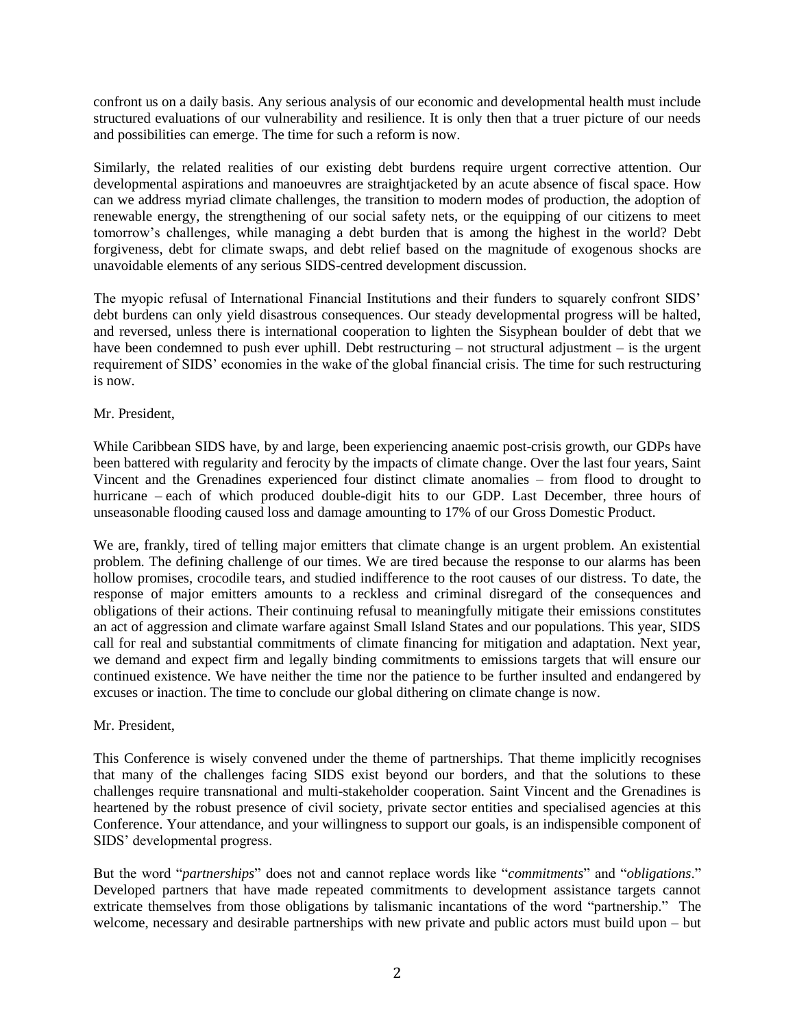confront us on a daily basis. Any serious analysis of our economic and developmental health must include structured evaluations of our vulnerability and resilience. It is only then that a truer picture of our needs and possibilities can emerge. The time for such a reform is now.

Similarly, the related realities of our existing debt burdens require urgent corrective attention. Our developmental aspirations and manoeuvres are straightjacketed by an acute absence of fiscal space. How can we address myriad climate challenges, the transition to modern modes of production, the adoption of renewable energy, the strengthening of our social safety nets, or the equipping of our citizens to meet tomorrow's challenges, while managing a debt burden that is among the highest in the world? Debt forgiveness, debt for climate swaps, and debt relief based on the magnitude of exogenous shocks are unavoidable elements of any serious SIDS-centred development discussion.

The myopic refusal of International Financial Institutions and their funders to squarely confront SIDS' debt burdens can only yield disastrous consequences. Our steady developmental progress will be halted, and reversed, unless there is international cooperation to lighten the Sisyphean boulder of debt that we have been condemned to push ever uphill. Debt restructuring – not structural adjustment – is the urgent requirement of SIDS' economies in the wake of the global financial crisis. The time for such restructuring is now.

Mr. President,

While Caribbean SIDS have, by and large, been experiencing anaemic post-crisis growth, our GDPs have been battered with regularity and ferocity by the impacts of climate change. Over the last four years, Saint Vincent and the Grenadines experienced four distinct climate anomalies – from flood to drought to hurricane – each of which produced double-digit hits to our GDP. Last December, three hours of unseasonable flooding caused loss and damage amounting to 17% of our Gross Domestic Product.

We are, frankly, tired of telling major emitters that climate change is an urgent problem. An existential problem. The defining challenge of our times. We are tired because the response to our alarms has been hollow promises, crocodile tears, and studied indifference to the root causes of our distress. To date, the response of major emitters amounts to a reckless and criminal disregard of the consequences and obligations of their actions. Their continuing refusal to meaningfully mitigate their emissions constitutes an act of aggression and climate warfare against Small Island States and our populations. This year, SIDS call for real and substantial commitments of climate financing for mitigation and adaptation. Next year, we demand and expect firm and legally binding commitments to emissions targets that will ensure our continued existence. We have neither the time nor the patience to be further insulted and endangered by excuses or inaction. The time to conclude our global dithering on climate change is now.

Mr. President,

This Conference is wisely convened under the theme of partnerships. That theme implicitly recognises that many of the challenges facing SIDS exist beyond our borders, and that the solutions to these challenges require transnational and multi-stakeholder cooperation. Saint Vincent and the Grenadines is heartened by the robust presence of civil society, private sector entities and specialised agencies at this Conference. Your attendance, and your willingness to support our goals, is an indispensible component of SIDS' developmental progress.

But the word "*partnerships*" does not and cannot replace words like "*commitments*" and "*obligations*." Developed partners that have made repeated commitments to development assistance targets cannot extricate themselves from those obligations by talismanic incantations of the word "partnership." The welcome, necessary and desirable partnerships with new private and public actors must build upon – but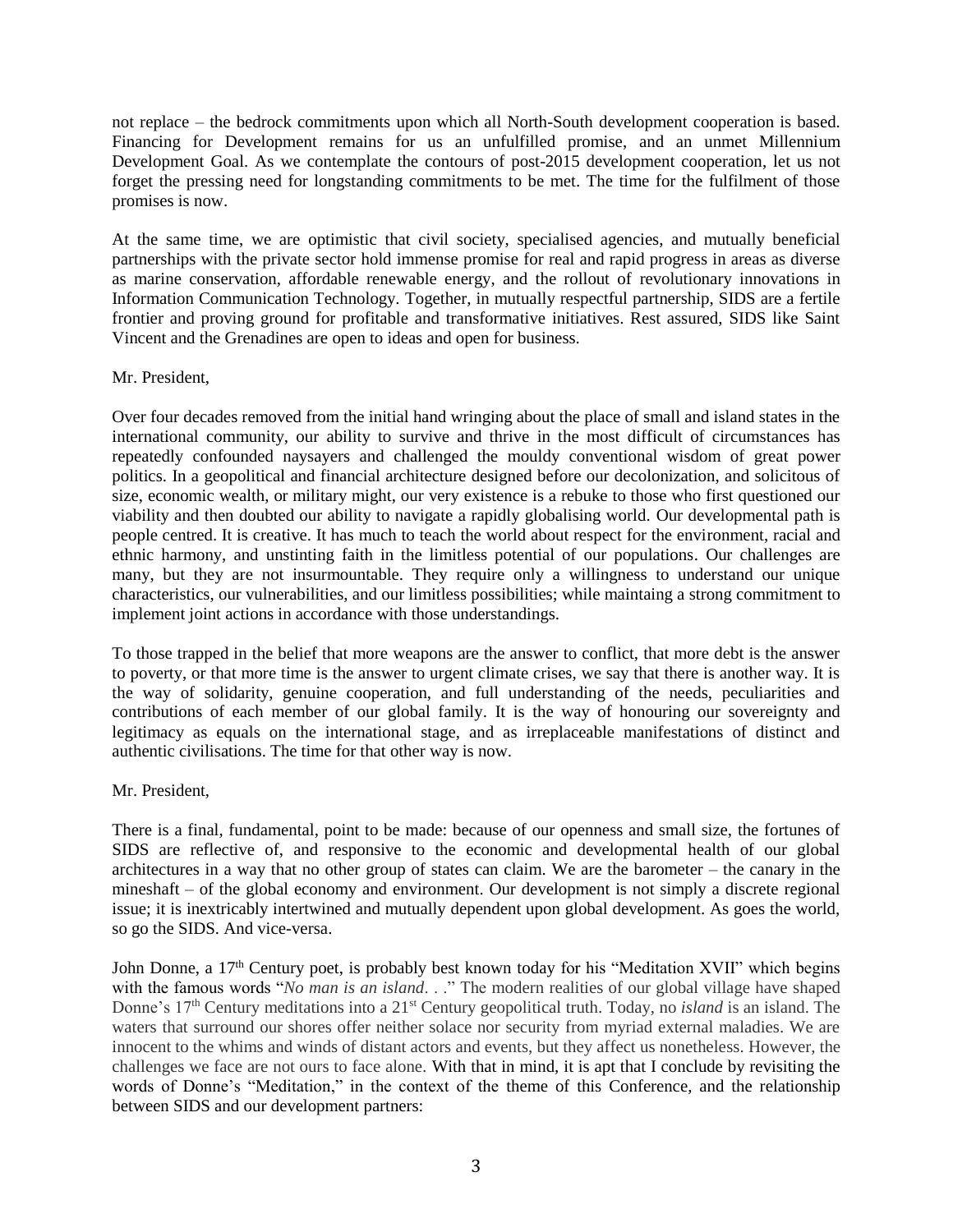not replace – the bedrock commitments upon which all North-South development cooperation is based. Financing for Development remains for us an unfulfilled promise, and an unmet Millennium Development Goal. As we contemplate the contours of post-2015 development cooperation, let us not forget the pressing need for longstanding commitments to be met. The time for the fulfilment of those promises is now.

At the same time, we are optimistic that civil society, specialised agencies, and mutually beneficial partnerships with the private sector hold immense promise for real and rapid progress in areas as diverse as marine conservation, affordable renewable energy, and the rollout of revolutionary innovations in Information Communication Technology. Together, in mutually respectful partnership, SIDS are a fertile frontier and proving ground for profitable and transformative initiatives. Rest assured, SIDS like Saint Vincent and the Grenadines are open to ideas and open for business.

Mr. President,

Over four decades removed from the initial hand wringing about the place of small and island states in the international community, our ability to survive and thrive in the most difficult of circumstances has repeatedly confounded naysayers and challenged the mouldy conventional wisdom of great power politics. In a geopolitical and financial architecture designed before our decolonization, and solicitous of size, economic wealth, or military might, our very existence is a rebuke to those who first questioned our viability and then doubted our ability to navigate a rapidly globalising world. Our developmental path is people centred. It is creative. It has much to teach the world about respect for the environment, racial and ethnic harmony, and unstinting faith in the limitless potential of our populations. Our challenges are many, but they are not insurmountable. They require only a willingness to understand our unique characteristics, our vulnerabilities, and our limitless possibilities; while maintaing a strong commitment to implement joint actions in accordance with those understandings.

To those trapped in the belief that more weapons are the answer to conflict, that more debt is the answer to poverty, or that more time is the answer to urgent climate crises, we say that there is another way. It is the way of solidarity, genuine cooperation, and full understanding of the needs, peculiarities and contributions of each member of our global family. It is the way of honouring our sovereignty and legitimacy as equals on the international stage, and as irreplaceable manifestations of distinct and authentic civilisations. The time for that other way is now.

Mr. President,

There is a final, fundamental, point to be made: because of our openness and small size, the fortunes of SIDS are reflective of, and responsive to the economic and developmental health of our global architectures in a way that no other group of states can claim. We are the barometer – the canary in the mineshaft – of the global economy and environment. Our development is not simply a discrete regional issue; it is inextricably intertwined and mutually dependent upon global development. As goes the world, so go the SIDS. And vice-versa.

John Donne, a 17th Century poet, is probably best known today for his "Meditation XVII" which begins with the famous words "*No man is an island*. . ." The modern realities of our global village have shaped Donne's 17th Century meditations into a 21st Century geopolitical truth. Today, no *island* is an island. The waters that surround our shores offer neither solace nor security from myriad external maladies. We are innocent to the whims and winds of distant actors and events, but they affect us nonetheless. However, the challenges we face are not ours to face alone. With that in mind, it is apt that I conclude by revisiting the words of Donne's "Meditation," in the context of the theme of this Conference, and the relationship between SIDS and our development partners: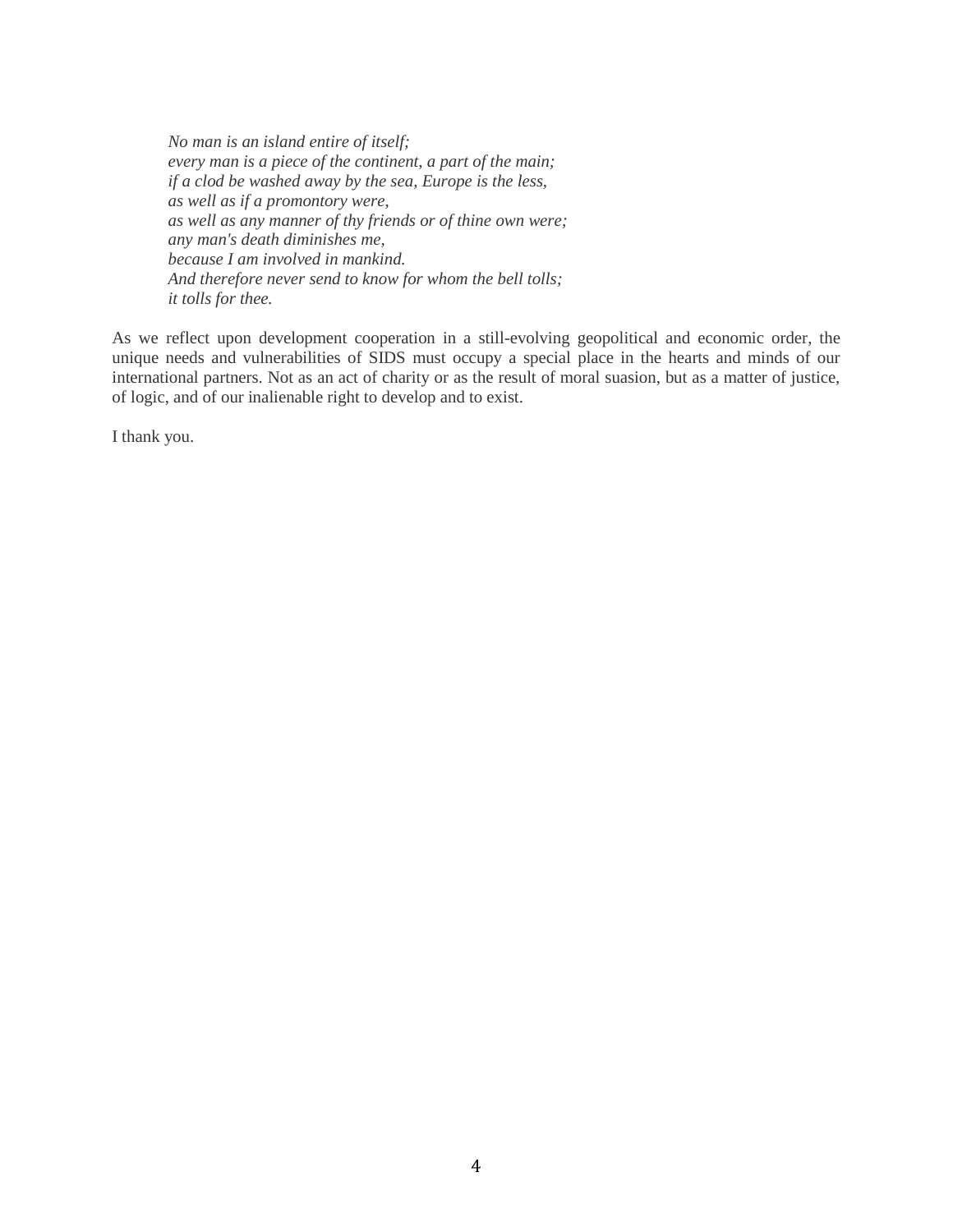*No man is an island entire of itself;*
*every man is a piece of the continent, a part of the main;*
*if a clod be washed away by the sea, Europe is the less,*
*as well as if a promontory were,*
*as well as any manner of thy friends or of thine own were;*
*any man's death diminishes me,*
*because I am involved in mankind.*
*And therefore never send to know for whom the bell tolls;*
*it tolls for thee.*

As we reflect upon development cooperation in a still-evolving geopolitical and economic order, the unique needs and vulnerabilities of SIDS must occupy a special place in the hearts and minds of our international partners. Not as an act of charity or as the result of moral suasion, but as a matter of justice, of logic, and of our inalienable right to develop and to exist.

I thank you.